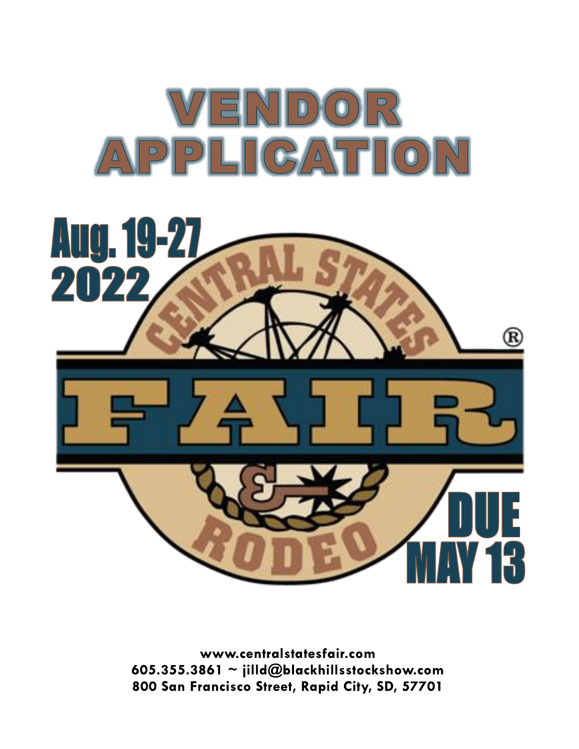# VENDOR APPLICATION

**Aug. 19-27 2022**

CENTRAL STATES FAIR & RODEO®

**DUE MAY 13**

**www.centralstatesfair.com**
**605.355.3861 ~ jilld@blackhillsstockshow.com**
**800 San Francisco Street, Rapid City, SD, 57701**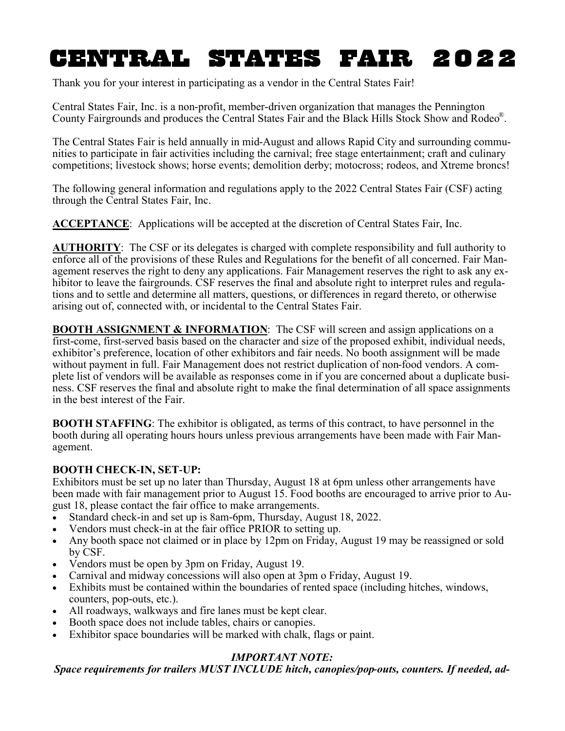# CENTRAL STATES FAIR 2022

Thank you for your interest in participating as a vendor in the Central States Fair!

Central States Fair, Inc. is a non-profit, member-driven organization that manages the Pennington County Fairgrounds and produces the Central States Fair and the Black Hills Stock Show and Rodeo®.

The Central States Fair is held annually in mid-August and allows Rapid City and surrounding communities to participate in fair activities including the carnival; free stage entertainment; craft and culinary competitions; livestock shows; horse events; demolition derby; motocross; rodeos, and Xtreme broncs!

The following general information and regulations apply to the 2022 Central States Fair (CSF) acting through the Central States Fair, Inc.

**ACCEPTANCE**: Applications will be accepted at the discretion of Central States Fair, Inc.

**AUTHORITY**: The CSF or its delegates is charged with complete responsibility and full authority to enforce all of the provisions of these Rules and Regulations for the benefit of all concerned. Fair Management reserves the right to deny any applications. Fair Management reserves the right to ask any exhibitor to leave the fairgrounds. CSF reserves the final and absolute right to interpret rules and regulations and to settle and determine all matters, questions, or differences in regard thereto, or otherwise arising out of, connected with, or incidental to the Central States Fair.

**BOOTH ASSIGNMENT & INFORMATION**: The CSF will screen and assign applications on a first-come, first-served basis based on the character and size of the proposed exhibit, individual needs, exhibitor's preference, location of other exhibitors and fair needs. No booth assignment will be made without payment in full. Fair Management does not restrict duplication of non-food vendors. A complete list of vendors will be available as responses come in if you are concerned about a duplicate business. CSF reserves the final and absolute right to make the final determination of all space assignments in the best interest of the Fair.

**BOOTH STAFFING**: The exhibitor is obligated, as terms of this contract, to have personnel in the booth during all operating hours hours unless previous arrangements have been made with Fair Management.

**BOOTH CHECK-IN, SET-UP:**

Exhibitors must be set up no later than Thursday, August 18 at 6pm unless other arrangements have been made with fair management prior to August 15. Food booths are encouraged to arrive prior to August 18, please contact the fair office to make arrangements.

- Standard check-in and set up is 8am-6pm, Thursday, August 18, 2022.
- Vendors must check-in at the fair office PRIOR to setting up.
- Any booth space not claimed or in place by 12pm on Friday, August 19 may be reassigned or sold by CSF.
- Vendors must be open by 3pm on Friday, August 19.
- Carnival and midway concessions will also open at 3pm o Friday, August 19.
- Exhibits must be contained within the boundaries of rented space (including hitches, windows, counters, pop-outs, etc.).
- All roadways, walkways and fire lanes must be kept clear.
- Booth space does not include tables, chairs or canopies.
- Exhibitor space boundaries will be marked with chalk, flags or paint.

***IMPORTANT NOTE:***

***Space requirements for trailers MUST INCLUDE hitch, canopies/pop-outs, counters. If needed, ad-***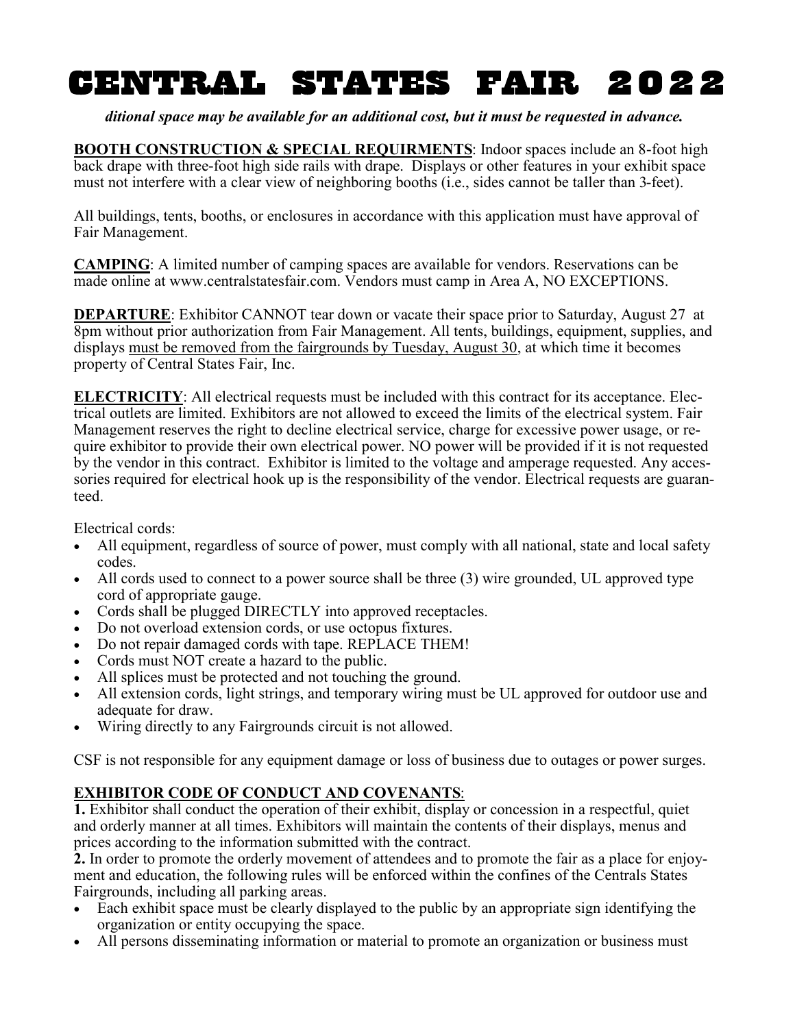# CENTRAL STATES FAIR 2022

***ditional space may be available for an additional cost, but it must be requested in advance.***

**BOOTH CONSTRUCTION & SPECIAL REQUIRMENTS**: Indoor spaces include an 8-foot high back drape with three-foot high side rails with drape. Displays or other features in your exhibit space must not interfere with a clear view of neighboring booths (i.e., sides cannot be taller than 3-feet).

All buildings, tents, booths, or enclosures in accordance with this application must have approval of Fair Management.

**CAMPING**: A limited number of camping spaces are available for vendors. Reservations can be made online at www.centralstatesfair.com. Vendors must camp in Area A, NO EXCEPTIONS.

**DEPARTURE**: Exhibitor CANNOT tear down or vacate their space prior to Saturday, August 27 at 8pm without prior authorization from Fair Management. All tents, buildings, equipment, supplies, and displays must be removed from the fairgrounds by Tuesday, August 30, at which time it becomes property of Central States Fair, Inc.

**ELECTRICITY**: All electrical requests must be included with this contract for its acceptance. Electrical outlets are limited. Exhibitors are not allowed to exceed the limits of the electrical system. Fair Management reserves the right to decline electrical service, charge for excessive power usage, or require exhibitor to provide their own electrical power. NO power will be provided if it is not requested by the vendor in this contract. Exhibitor is limited to the voltage and amperage requested. Any accessories required for electrical hook up is the responsibility of the vendor. Electrical requests are guaranteed.

Electrical cords:

- All equipment, regardless of source of power, must comply with all national, state and local safety codes.
- All cords used to connect to a power source shall be three (3) wire grounded, UL approved type cord of appropriate gauge.
- Cords shall be plugged DIRECTLY into approved receptacles.
- Do not overload extension cords, or use octopus fixtures.
- Do not repair damaged cords with tape. REPLACE THEM!
- Cords must NOT create a hazard to the public.
- All splices must be protected and not touching the ground.
- All extension cords, light strings, and temporary wiring must be UL approved for outdoor use and adequate for draw.
- Wiring directly to any Fairgrounds circuit is not allowed.

CSF is not responsible for any equipment damage or loss of business due to outages or power surges.

**EXHIBITOR CODE OF CONDUCT AND COVENANTS**:

**1.** Exhibitor shall conduct the operation of their exhibit, display or concession in a respectful, quiet and orderly manner at all times. Exhibitors will maintain the contents of their displays, menus and prices according to the information submitted with the contract.

**2.** In order to promote the orderly movement of attendees and to promote the fair as a place for enjoyment and education, the following rules will be enforced within the confines of the Centrals States Fairgrounds, including all parking areas.

- Each exhibit space must be clearly displayed to the public by an appropriate sign identifying the organization or entity occupying the space.
- All persons disseminating information or material to promote an organization or business must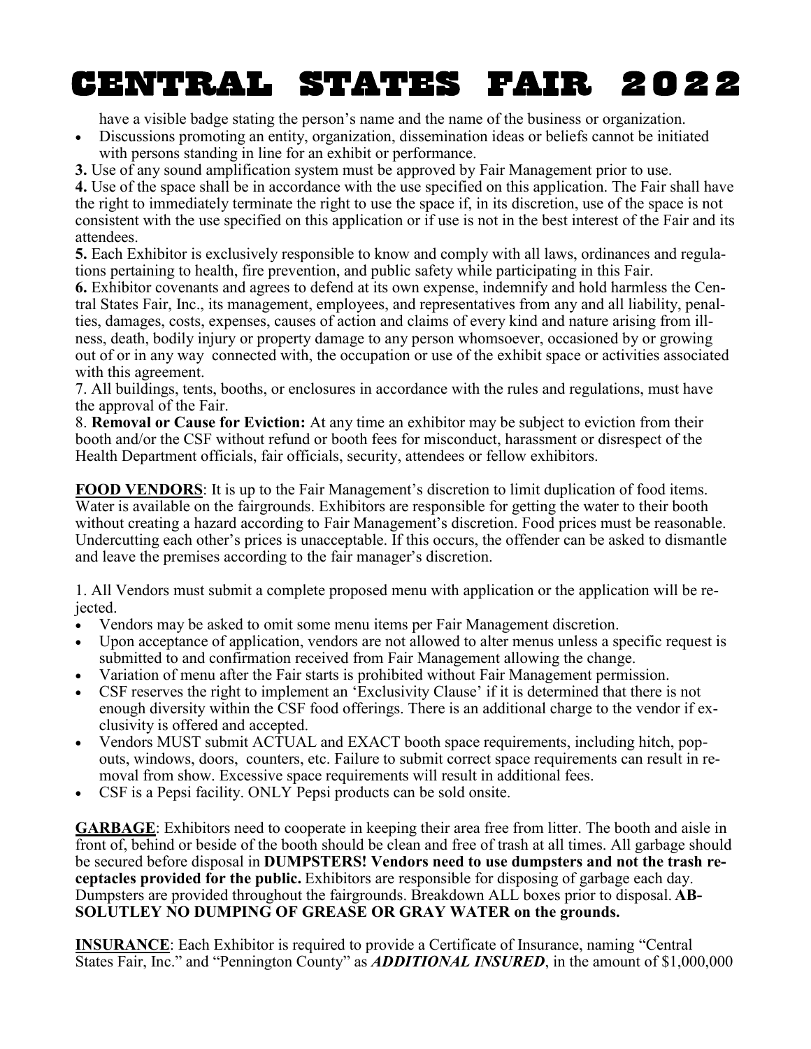have a visible badge stating the person's name and the name of the business or organization.

- Discussions promoting an entity, organization, dissemination ideas or beliefs cannot be initiated with persons standing in line for an exhibit or performance.

**3.** Use of any sound amplification system must be approved by Fair Management prior to use.

**4.** Use of the space shall be in accordance with the use specified on this application. The Fair shall have the right to immediately terminate the right to use the space if, in its discretion, use of the space is not consistent with the use specified on this application or if use is not in the best interest of the Fair and its attendees.

**5.** Each Exhibitor is exclusively responsible to know and comply with all laws, ordinances and regulations pertaining to health, fire prevention, and public safety while participating in this Fair.

**6.** Exhibitor covenants and agrees to defend at its own expense, indemnify and hold harmless the Central States Fair, Inc., its management, employees, and representatives from any and all liability, penalties, damages, costs, expenses, causes of action and claims of every kind and nature arising from illness, death, bodily injury or property damage to any person whomsoever, occasioned by or growing out of or in any way connected with, the occupation or use of the exhibit space or activities associated with this agreement.

7. All buildings, tents, booths, or enclosures in accordance with the rules and regulations, must have the approval of the Fair.

8. **Removal or Cause for Eviction:** At any time an exhibitor may be subject to eviction from their booth and/or the CSF without refund or booth fees for misconduct, harassment or disrespect of the Health Department officials, fair officials, security, attendees or fellow exhibitors.

**FOOD VENDORS**: It is up to the Fair Management's discretion to limit duplication of food items. Water is available on the fairgrounds. Exhibitors are responsible for getting the water to their booth without creating a hazard according to Fair Management's discretion. Food prices must be reasonable. Undercutting each other's prices is unacceptable. If this occurs, the offender can be asked to dismantle and leave the premises according to the fair manager's discretion.

1. All Vendors must submit a complete proposed menu with application or the application will be rejected.

- Vendors may be asked to omit some menu items per Fair Management discretion.
- Upon acceptance of application, vendors are not allowed to alter menus unless a specific request is submitted to and confirmation received from Fair Management allowing the change.
- Variation of menu after the Fair starts is prohibited without Fair Management permission.
- CSF reserves the right to implement an 'Exclusivity Clause' if it is determined that there is not enough diversity within the CSF food offerings. There is an additional charge to the vendor if exclusivity is offered and accepted.
- Vendors MUST submit ACTUAL and EXACT booth space requirements, including hitch, pop-outs, windows, doors, counters, etc. Failure to submit correct space requirements can result in removal from show. Excessive space requirements will result in additional fees.
- CSF is a Pepsi facility. ONLY Pepsi products can be sold onsite.

**GARBAGE**: Exhibitors need to cooperate in keeping their area free from litter. The booth and aisle in front of, behind or beside of the booth should be clean and free of trash at all times. All garbage should be secured before disposal in **DUMPSTERS! Vendors need to use dumpsters and not the trash receptacles provided for the public.** Exhibitors are responsible for disposing of garbage each day. Dumpsters are provided throughout the fairgrounds. Breakdown ALL boxes prior to disposal. **ABSOLUTLEY NO DUMPING OF GREASE OR GRAY WATER on the grounds.**

**INSURANCE**: Each Exhibitor is required to provide a Certificate of Insurance, naming "Central States Fair, Inc." and "Pennington County" as ***ADDITIONAL INSURED***, in the amount of $1,000,000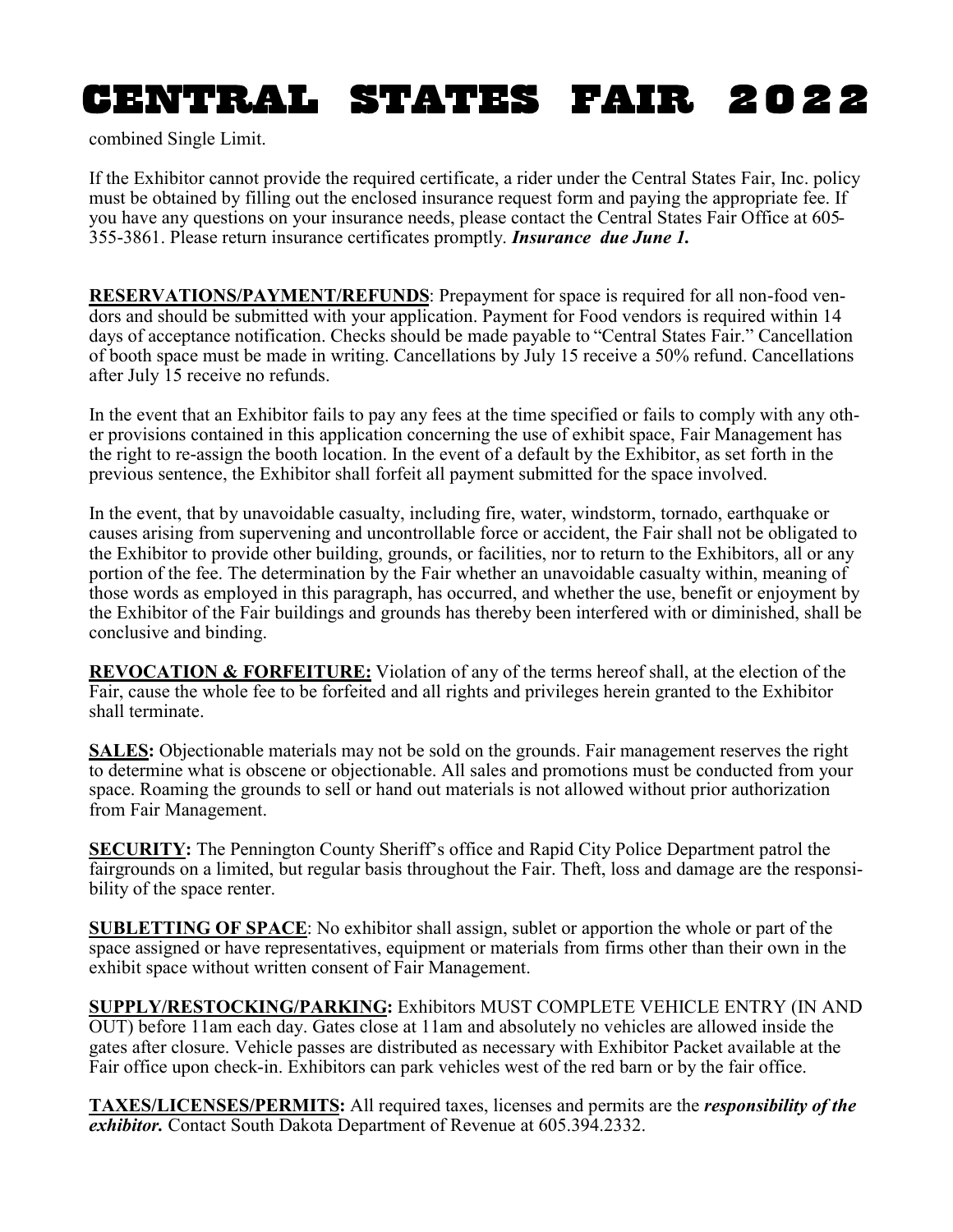combined Single Limit.

If the Exhibitor cannot provide the required certificate, a rider under the Central States Fair, Inc. policy must be obtained by filling out the enclosed insurance request form and paying the appropriate fee. If you have any questions on your insurance needs, please contact the Central States Fair Office at 605-355-3861. Please return insurance certificates promptly. ***Insurance due June 1.***

**RESERVATIONS/PAYMENT/REFUNDS**: Prepayment for space is required for all non-food vendors and should be submitted with your application. Payment for Food vendors is required within 14 days of acceptance notification. Checks should be made payable to "Central States Fair." Cancellation of booth space must be made in writing. Cancellations by July 15 receive a 50% refund. Cancellations after July 15 receive no refunds.

In the event that an Exhibitor fails to pay any fees at the time specified or fails to comply with any other provisions contained in this application concerning the use of exhibit space, Fair Management has the right to re-assign the booth location. In the event of a default by the Exhibitor, as set forth in the previous sentence, the Exhibitor shall forfeit all payment submitted for the space involved.

In the event, that by unavoidable casualty, including fire, water, windstorm, tornado, earthquake or causes arising from supervening and uncontrollable force or accident, the Fair shall not be obligated to the Exhibitor to provide other building, grounds, or facilities, nor to return to the Exhibitors, all or any portion of the fee. The determination by the Fair whether an unavoidable casualty within, meaning of those words as employed in this paragraph, has occurred, and whether the use, benefit or enjoyment by the Exhibitor of the Fair buildings and grounds has thereby been interfered with or diminished, shall be conclusive and binding.

**REVOCATION & FORFEITURE:** Violation of any of the terms hereof shall, at the election of the Fair, cause the whole fee to be forfeited and all rights and privileges herein granted to the Exhibitor shall terminate.

**SALES:** Objectionable materials may not be sold on the grounds. Fair management reserves the right to determine what is obscene or objectionable. All sales and promotions must be conducted from your space. Roaming the grounds to sell or hand out materials is not allowed without prior authorization from Fair Management.

**SECURITY:** The Pennington County Sheriff's office and Rapid City Police Department patrol the fairgrounds on a limited, but regular basis throughout the Fair. Theft, loss and damage are the responsibility of the space renter.

**SUBLETTING OF SPACE**: No exhibitor shall assign, sublet or apportion the whole or part of the space assigned or have representatives, equipment or materials from firms other than their own in the exhibit space without written consent of Fair Management.

**SUPPLY/RESTOCKING/PARKING:** Exhibitors MUST COMPLETE VEHICLE ENTRY (IN AND OUT) before 11am each day. Gates close at 11am and absolutely no vehicles are allowed inside the gates after closure. Vehicle passes are distributed as necessary with Exhibitor Packet available at the Fair office upon check-in. Exhibitors can park vehicles west of the red barn or by the fair office.

**TAXES/LICENSES/PERMITS:** All required taxes, licenses and permits are the ***responsibility of the exhibitor.*** Contact South Dakota Department of Revenue at 605.394.2332.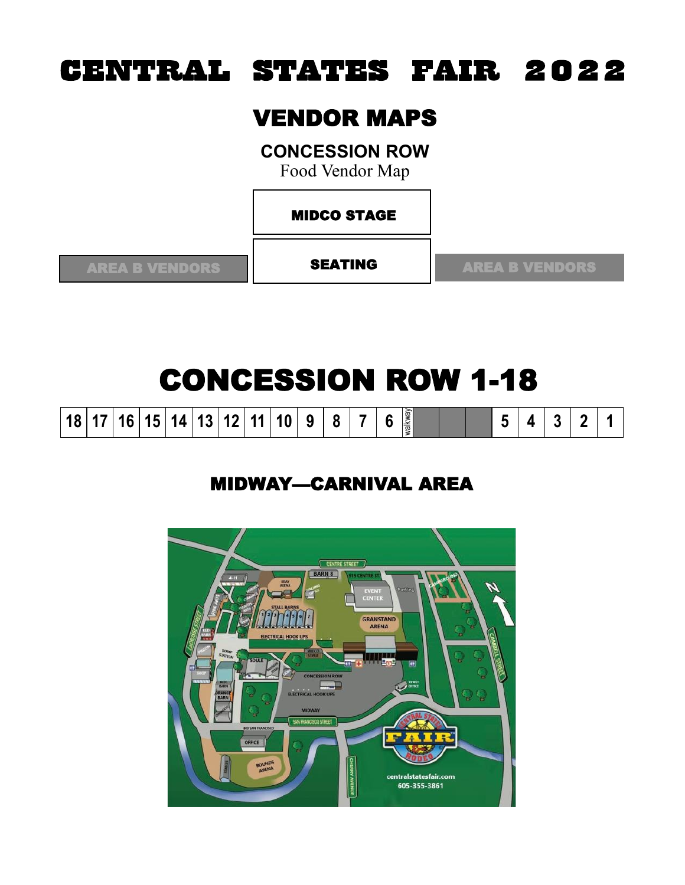# CENTRAL STATES FAIR 2022

## VENDOR MAPS

### CONCESSION ROW

Food Vendor Map

| | MIDCO STAGE | |
|---|---|---|
| AREA B VENDORS | SEATING | AREA B VENDORS |

## CONCESSION ROW 1-18

| 18 | 17 | 16 | 15 | 14 | 13 | 12 | 11 | 10 | 9 | 8 | 7 | 6 | walkway | | | | 5 | 4 | 3 | 2 | 1 |
|---|---|---|---|---|---|---|---|---|---|---|---|---|---|---|---|---|---|---|---|---|---|

## MIDWAY—CARNIVAL AREA

centralstatesfair.com
605-355-3861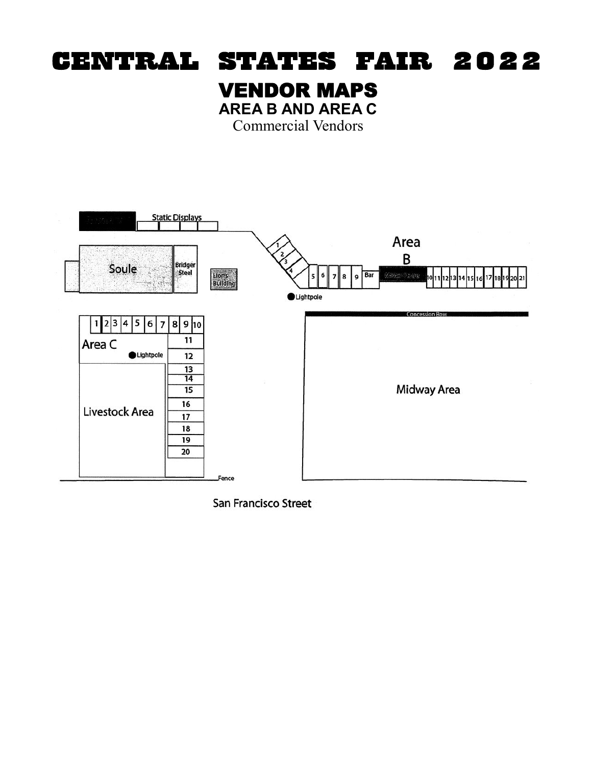# CENTRAL STATES FAIR 2022

## VENDOR MAPS

### AREA B AND AREA C

Commercial Vendors

Static Displays

Soule

Bridger Steel

Lions Building

Area B

1 2 3 4 5 6 7 8 9 Bar 10 11 12 13 14 15 16 17 18 19 20 21

Lightpole

Concession Row

1 2 3 4 5 6 7 8 9 10

Area C

Lightpole

11 12 13 14 15 16 17 18 19 20

Livestock Area

Midway Area

Fence

San Francisco Street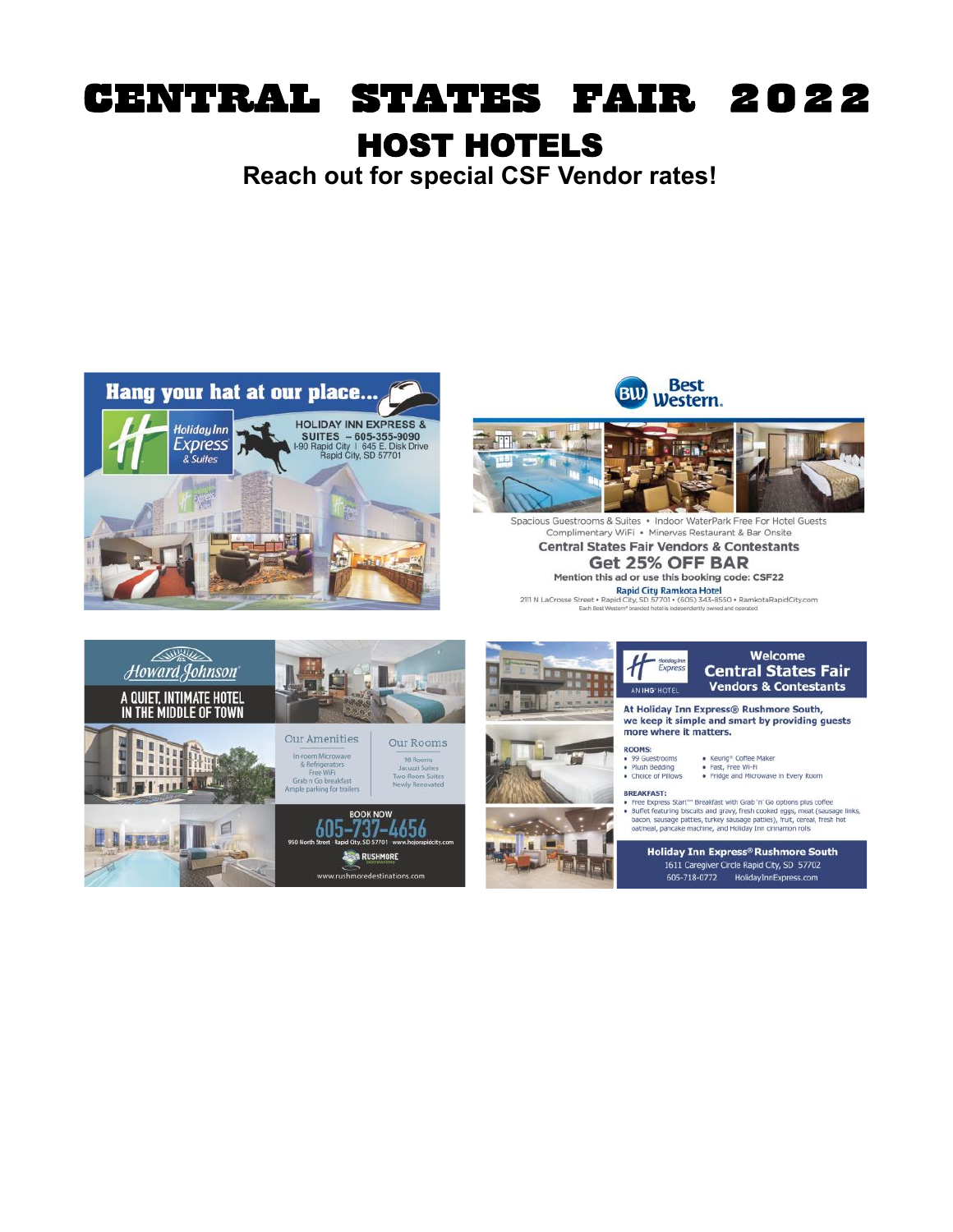# CENTRAL STATES FAIR 2022

## HOST HOTELS

**Reach out for special CSF Vendor rates!**

**Hang your hat at our place...**

Holiday Inn Express & Suites

HOLIDAY INN EXPRESS & SUITES – 605-355-9090
I-90 Rapid City | 645 E. Disk Drive
Rapid City, SD 57701

---

**Best Western**

Spacious Guestrooms & Suites • Indoor WaterPark Free For Hotel Guests
Complimentary WiFi • Minervas Restaurant & Bar Onsite

**Central States Fair Vendors & Contestants**

**Get 25% OFF BAR**

Mention this ad or use this booking code: CSF22

**Rapid City Ramkota Hotel**
2111 N LaCrosse Street • Rapid City, SD 57701 • (605) 343-8550 • RamkotaRapidCity.com
Each Best Western® branded hotel is independently owned and operated

---

**Howard Johnson**

**A QUIET, INTIMATE HOTEL IN THE MIDDLE OF TOWN**

Our Amenities
- In-room Microwave & Refrigerators
- Free WiFi
- Grab n Go breakfast
- Ample parking for trailers

Our Rooms
- 98 Rooms
- Jacuzzi Suites
- Two-Room Suites
- Newly Renovated

BOOK NOW
**605-737-4656**
950 North Street · Rapid City, SD 57701 · www.hojorapidcity.com

RUSHMORE
www.rushmoredestinations.com

---

Holiday Inn Express — AN IHG HOTEL

**Welcome Central States Fair Vendors & Contestants**

**At Holiday Inn Express® Rushmore South, we keep it simple and smart by providing guests more where it matters.**

ROOMS:
- 99 Guestrooms
- Plush Bedding
- Choice of Pillows
- Keurig® Coffee Maker
- Fast, Free Wi-Fi
- Fridge and Microwave in Every Room

BREAKFAST:
- Free Express Start™ Breakfast with Grab 'n' Go options plus coffee
- Buffet featuring biscuits and gravy, fresh cooked eggs, meat (sausage links, bacon, sausage patties, turkey sausage patties), fruit, cereal, fresh hot oatmeal, pancake machine, and Holiday Inn cinnamon rolls

**Holiday Inn Express® Rushmore South**
1611 Caregiver Circle Rapid City, SD 57702
605-718-0772 HolidayInnExpress.com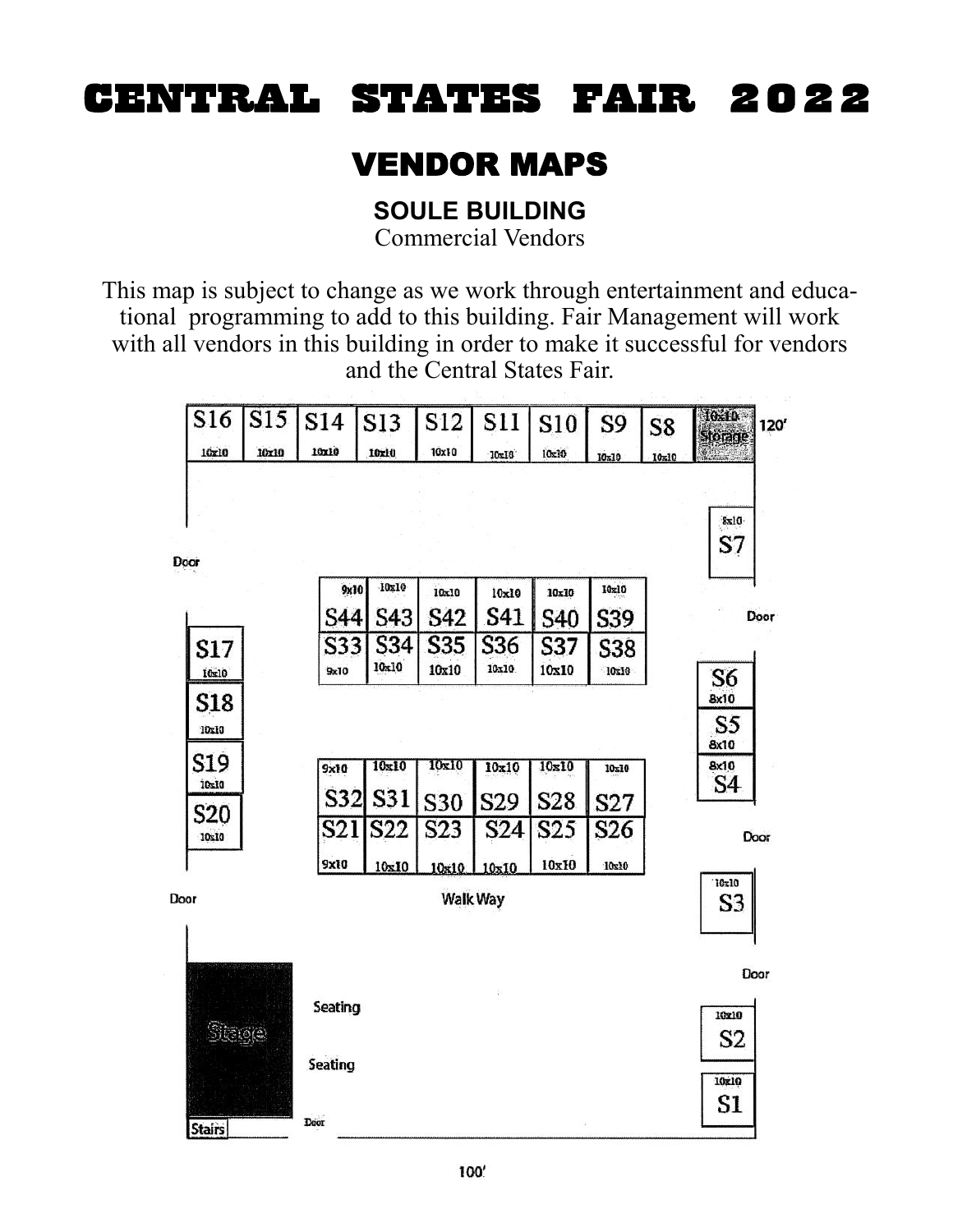# CENTRAL STATES FAIR 2022

## VENDOR MAPS

### SOULE BUILDING

Commercial Vendors

This map is subject to change as we work through entertainment and educational programming to add to this building. Fair Management will work with all vendors in this building in order to make it successful for vendors and the Central States Fair.

S16 10x10 | S15 10x10 | S14 10x10 | S13 10x10 | S12 10x10 | S11 10x10 | S10 10x10 | S9 10x10 | S8 10x10 | 10x10 Storage | 120'

Door

8x10 S7

S44 9x10 | S43 10x10 | S42 10x10 | S41 10x10 | S40 10x10 | S39 10x10

S33 9x10 | S34 10x10 | S35 10x10 | S36 10x10 | S37 10x10 | S38 10x10

Door

S17 10x10

S18 10x10

S19 10x10

S20 10x10

S6 8x10

S5 8x10

S4 8x10

S32 9x10 | S31 10x10 | S30 10x10 | S29 10x10 | S28 10x10 | S27 10x10

S21 9x10 | S22 10x10 | S23 10x10 | S24 10x10 | S25 10x10 | S26 10x10

Door

Door

Walk Way

10x10 S3

Door

Stage

Seating

Seating

10x10 S2

10x10 S1

Stairs

Door

100'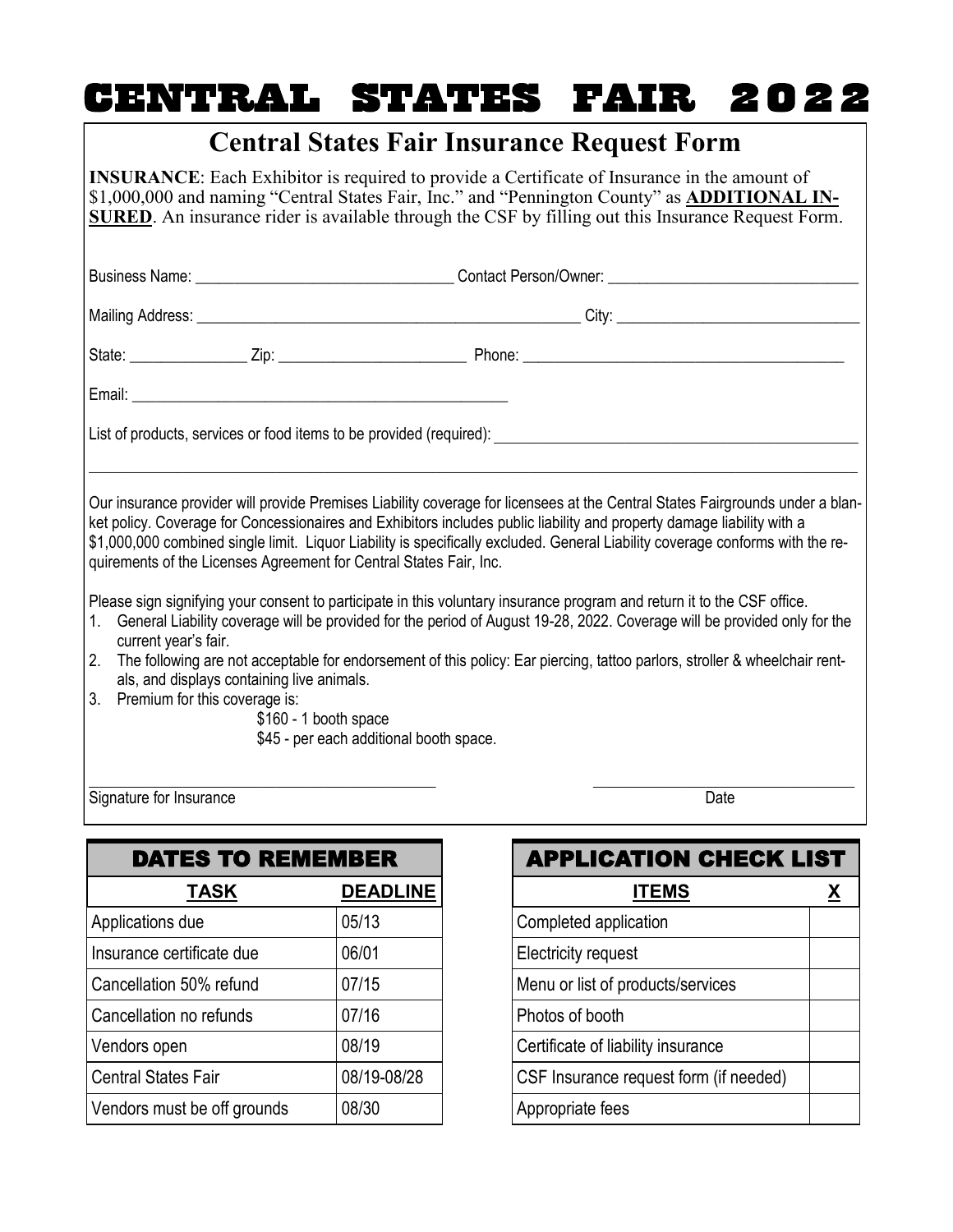# CENTRAL STATES FAIR 2022

## Central States Fair Insurance Request Form

**INSURANCE**: Each Exhibitor is required to provide a Certificate of Insurance in the amount of $1,000,000 and naming "Central States Fair, Inc." and "Pennington County" as **ADDITIONAL INSURED**. An insurance rider is available through the CSF by filling out this Insurance Request Form.

Business Name: ______________________________ Contact Person/Owner: ______________________________

Mailing Address: ______________________________________________ City: ______________________________

State: ______________ Zip: ______________________ Phone: ________________________________________

Email: ______________________________________________

List of products, services or food items to be provided (required): ________________________________________

______________________________________________________________________________________________

Our insurance provider will provide Premises Liability coverage for licensees at the Central States Fairgrounds under a blanket policy. Coverage for Concessionaires and Exhibitors includes public liability and property damage liability with a $1,000,000 combined single limit. Liquor Liability is specifically excluded. General Liability coverage conforms with the requirements of the Licenses Agreement for Central States Fair, Inc.

Please sign signifying your consent to participate in this voluntary insurance program and return it to the CSF office.

1. General Liability coverage will be provided for the period of August 19-28, 2022. Coverage will be provided only for the current year's fair.
2. The following are not acceptable for endorsement of this policy: Ear piercing, tattoo parlors, stroller & wheelchair rentals, and displays containing live animals.
3. Premium for this coverage is:
   - $160 - 1 booth space
   - $45 - per each additional booth space.

_________________________________________ ______________________________

Signature for Insurance Date

### DATES TO REMEMBER

| TASK | DEADLINE |
|---|---|
| Applications due | 05/13 |
| Insurance certificate due | 06/01 |
| Cancellation 50% refund | 07/15 |
| Cancellation no refunds | 07/16 |
| Vendors open | 08/19 |
| Central States Fair | 08/19-08/28 |
| Vendors must be off grounds | 08/30 |

### APPLICATION CHECK LIST

| ITEMS | X |
|---|---|
| Completed application | |
| Electricity request | |
| Menu or list of products/services | |
| Photos of booth | |
| Certificate of liability insurance | |
| CSF Insurance request form (if needed) | |
| Appropriate fees | |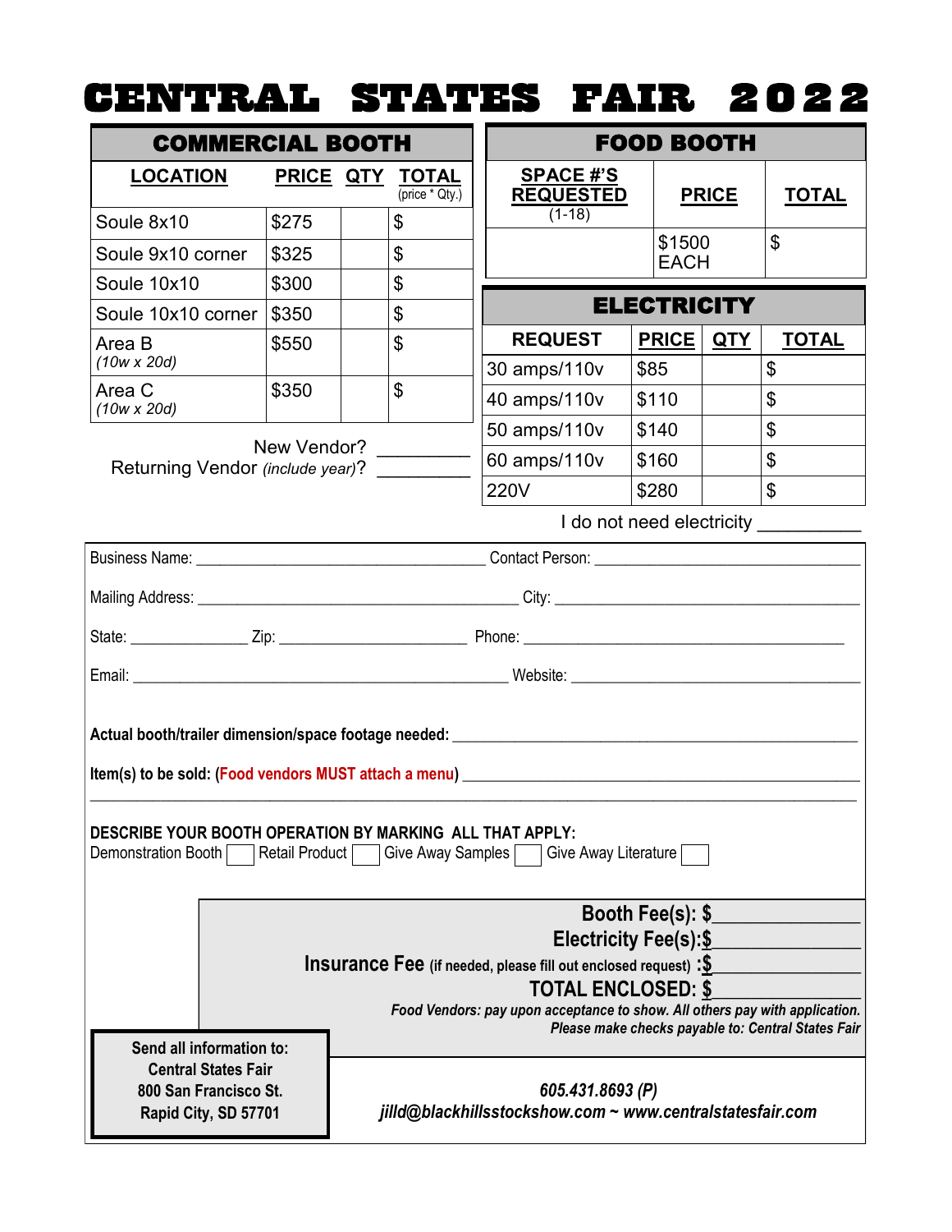# CENTRAL STATES FAIR 2022

## COMMERCIAL BOOTH

| LOCATION | PRICE | QTY | TOTAL (price * Qty.) |
|---|---|---|---|
| Soule 8x10 | $275 | | $ |
| Soule 9x10 corner | $325 | | $ |
| Soule 10x10 | $300 | | $ |
| Soule 10x10 corner | $350 | | $ |
| Area B *(10w x 20d)* | $550 | | $ |
| Area C *(10w x 20d)* | $350 | | $ |

New Vendor? _________

Returning Vendor *(include year)*? _________

## FOOD BOOTH

| SPACE #'S REQUESTED (1-18) | PRICE | TOTAL |
|---|---|---|
| | $1500 EACH | $ |

## ELECTRICITY

| REQUEST | PRICE | QTY | TOTAL |
|---|---|---|---|
| 30 amps/110v | $85 | | $ |
| 40 amps/110v | $110 | | $ |
| 50 amps/110v | $140 | | $ |
| 60 amps/110v | $160 | | $ |
| 220V | $280 | | $ |

I do not need electricity __________

Business Name: ____________________ Contact Person: ____________________

Mailing Address: ____________________ City: ____________________

State: __________ Zip: __________ Phone: ____________________

Email: ____________________ Website: ____________________

**Actual booth/trailer dimension/space footage needed:** ____________________

**Item(s) to be sold: (Food vendors MUST attach a menu)** ____________________

**DESCRIBE YOUR BOOTH OPERATION BY MARKING ALL THAT APPLY:**

Demonstration Booth ☐ Retail Product ☐ Give Away Samples ☐ Give Away Literature ☐

**Booth Fee(s): $**______________

**Electricity Fee(s): $**______________

**Insurance Fee (if needed, please fill out enclosed request): $**______________

**TOTAL ENCLOSED: $**______________

***Food Vendors: pay upon acceptance to show. All others pay with application.***

***Please make checks payable to: Central States Fair***

**Send all information to:**
**Central States Fair**
**800 San Francisco St.**
**Rapid City, SD 57701**

***605.431.8693 (P)***

***jilld@blackhillsstockshow.com ~ www.centralstatesfair.com***